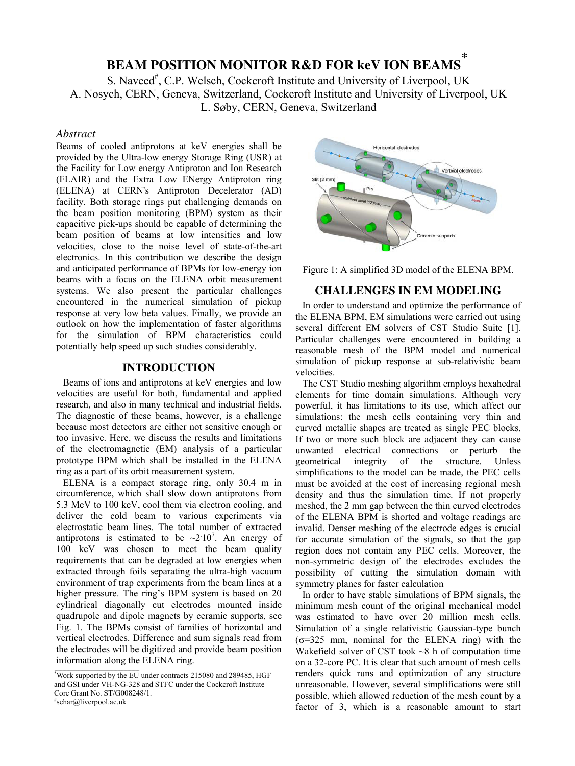# BEAM POSITION MONITOR R&D FOR keV ION BEAMS*

S. Naveed#, C.P. Welsch, Cockcroft Institute and University of Liverpool, UK
A. Nosych, CERN, Geneva, Switzerland, Cockcroft Institute and University of Liverpool, UK
L. Søby, CERN, Geneva, Switzerland

## *Abstract*

Beams of cooled antiprotons at keV energies shall be provided by the Ultra-low energy Storage Ring (USR) at the Facility for Low energy Antiproton and Ion Research (FLAIR) and the Extra Low ENergy Antiproton ring (ELENA) at CERN's Antiproton Decelerator (AD) facility. Both storage rings put challenging demands on the beam position monitoring (BPM) system as their capacitive pick-ups should be capable of determining the beam position of beams at low intensities and low velocities, close to the noise level of state-of-the-art electronics. In this contribution we describe the design and anticipated performance of BPMs for low-energy ion beams with a focus on the ELENA orbit measurement systems. We also present the particular challenges encountered in the numerical simulation of pickup response at very low beta values. Finally, we provide an outlook on how the implementation of faster algorithms for the simulation of BPM characteristics could potentially help speed up such studies considerably.

## INTRODUCTION

Beams of ions and antiprotons at keV energies and low velocities are useful for both, fundamental and applied research, and also in many technical and industrial fields. The diagnostic of these beams, however, is a challenge because most detectors are either not sensitive enough or too invasive. Here, we discuss the results and limitations of the electromagnetic (EM) analysis of a particular prototype BPM which shall be installed in the ELENA ring as a part of its orbit measurement system.

ELENA is a compact storage ring, only 30.4 m in circumference, which shall slow down antiprotons from 5.3 MeV to 100 keV, cool them via electron cooling, and deliver the cold beam to various experiments via electrostatic beam lines. The total number of extracted antiprotons is estimated to be $\sim 2 \cdot 10^7$. An energy of 100 keV was chosen to meet the beam quality requirements that can be degraded at low energies when extracted through foils separating the ultra-high vacuum environment of trap experiments from the beam lines at a higher pressure. The ring's BPM system is based on 20 cylindrical diagonally cut electrodes mounted inside quadrupole and dipole magnets by ceramic supports, see Fig. 1. The BPMs consist of families of horizontal and vertical electrodes. Difference and sum signals read from the electrodes will be digitized and provide beam position information along the ELENA ring.

Figure 1: A simplified 3D model of the ELENA BPM.

## CHALLENGES IN EM MODELING

In order to understand and optimize the performance of the ELENA BPM, EM simulations were carried out using several different EM solvers of CST Studio Suite [1]. Particular challenges were encountered in building a reasonable mesh of the BPM model and numerical simulation of pickup response at sub-relativistic beam velocities.

The CST Studio meshing algorithm employs hexahedral elements for time domain simulations. Although very powerful, it has limitations to its use, which affect our simulations: the mesh cells containing very thin and curved metallic shapes are treated as single PEC blocks. If two or more such block are adjacent they can cause unwanted electrical connections or perturb the geometrical integrity of the structure. Unless simplifications to the model can be made, the PEC cells must be avoided at the cost of increasing regional mesh density and thus the simulation time. If not properly meshed, the 2 mm gap between the thin curved electrodes of the ELENA BPM is shorted and voltage readings are invalid. Denser meshing of the electrode edges is crucial for accurate simulation of the signals, so that the gap region does not contain any PEC cells. Moreover, the non-symmetric design of the electrodes excludes the possibility of cutting the simulation domain with symmetry planes for faster calculation

In order to have stable simulations of BPM signals, the minimum mesh count of the original mechanical model was estimated to have over 20 million mesh cells. Simulation of a single relativistic Gaussian-type bunch ($\sigma$=325 mm, nominal for the ELENA ring) with the Wakefield solver of CST took ~8 h of computation time on a 32-core PC. It is clear that such amount of mesh cells renders quick runs and optimization of any structure unreasonable. However, several simplifications were still possible, which allowed reduction of the mesh count by a factor of 3, which is a reasonable amount to start

*Work supported by the EU under contracts 215080 and 289485, HGF and GSI under VH-NG-328 and STFC under the Cockcroft Institute Core Grant No. ST/G008248/1.
#sehar@liverpool.ac.uk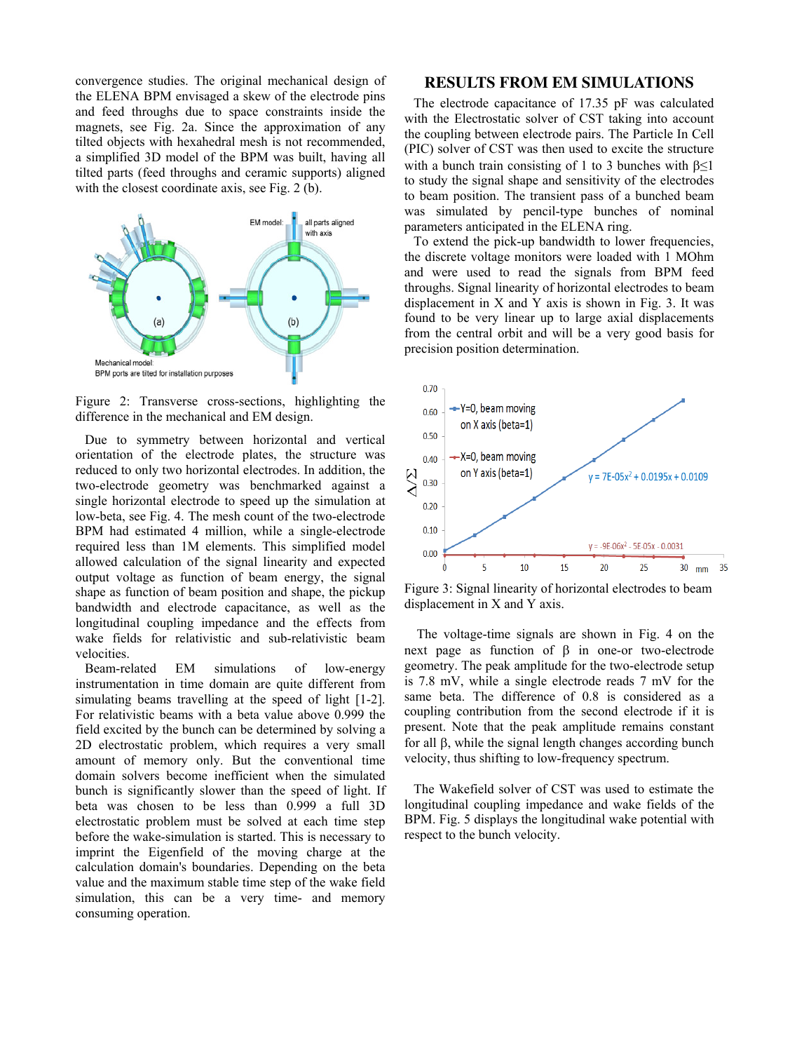convergence studies. The original mechanical design of the ELENA BPM envisaged a skew of the electrode pins and feed throughs due to space constraints inside the magnets, see Fig. 2a. Since the approximation of any tilted objects with hexahedral mesh is not recommended, a simplified 3D model of the BPM was built, having all tilted parts (feed throughs and ceramic supports) aligned with the closest coordinate axis, see Fig. 2 (b).

Figure 2: Transverse cross-sections, highlighting the difference in the mechanical and EM design.

Due to symmetry between horizontal and vertical orientation of the electrode plates, the structure was reduced to only two horizontal electrodes. In addition, the two-electrode geometry was benchmarked against a single horizontal electrode to speed up the simulation at low-beta, see Fig. 4. The mesh count of the two-electrode BPM had estimated 4 million, while a single-electrode required less than 1M elements. This simplified model allowed calculation of the signal linearity and expected output voltage as function of beam energy, the signal shape as function of beam position and shape, the pickup bandwidth and electrode capacitance, as well as the longitudinal coupling impedance and the effects from wake fields for relativistic and sub-relativistic beam velocities.

Beam-related EM simulations of low-energy instrumentation in time domain are quite different from simulating beams travelling at the speed of light [1-2]. For relativistic beams with a beta value above 0.999 the field excited by the bunch can be determined by solving a 2D electrostatic problem, which requires a very small amount of memory only. But the conventional time domain solvers become inefficient when the simulated bunch is significantly slower than the speed of light. If beta was chosen to be less than 0.999 a full 3D electrostatic problem must be solved at each time step before the wake-simulation is started. This is necessary to imprint the Eigenfield of the moving charge at the calculation domain's boundaries. Depending on the beta value and the maximum stable time step of the wake field simulation, this can be a very time- and memory consuming operation.

## RESULTS FROM EM SIMULATIONS

The electrode capacitance of 17.35 pF was calculated with the Electrostatic solver of CST taking into account the coupling between electrode pairs. The Particle In Cell (PIC) solver of CST was then used to excite the structure with a bunch train consisting of 1 to 3 bunches with $\beta \leq 1$ to study the signal shape and sensitivity of the electrodes to beam position. The transient pass of a bunched beam was simulated by pencil-type bunches of nominal parameters anticipated in the ELENA ring.

To extend the pick-up bandwidth to lower frequencies, the discrete voltage monitors were loaded with 1 MOhm and were used to read the signals from BPM feed throughs. Signal linearity of horizontal electrodes to beam displacement in X and Y axis is shown in Fig. 3. It was found to be very linear up to large axial displacements from the central orbit and will be a very good basis for precision position determination.

Figure 3: Signal linearity of horizontal electrodes to beam displacement in X and Y axis.

The voltage-time signals are shown in Fig. 4 on the next page as function of $\beta$ in one-or two-electrode geometry. The peak amplitude for the two-electrode setup is 7.8 mV, while a single electrode reads 7 mV for the same beta. The difference of 0.8 is considered as a coupling contribution from the second electrode if it is present. Note that the peak amplitude remains constant for all $\beta$, while the signal length changes according bunch velocity, thus shifting to low-frequency spectrum.

The Wakefield solver of CST was used to estimate the longitudinal coupling impedance and wake fields of the BPM. Fig. 5 displays the longitudinal wake potential with respect to the bunch velocity.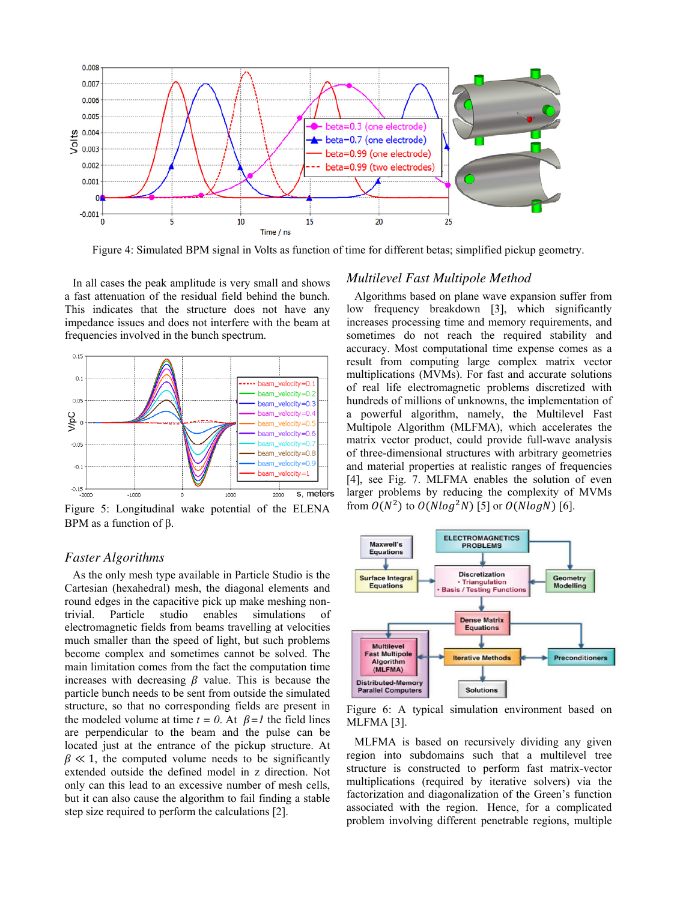Figure 4: Simulated BPM signal in Volts as function of time for different betas; simplified pickup geometry.

In all cases the peak amplitude is very small and shows a fast attenuation of the residual field behind the bunch. This indicates that the structure does not have any impedance issues and does not interfere with the beam at frequencies involved in the bunch spectrum.

Figure 5: Longitudinal wake potential of the ELENA BPM as a function of β.

## Faster Algorithms

As the only mesh type available in Particle Studio is the Cartesian (hexahedral) mesh, the diagonal elements and round edges in the capacitive pick up make meshing non-trivial. Particle studio enables simulations of electromagnetic fields from beams travelling at velocities much smaller than the speed of light, but such problems become complex and sometimes cannot be solved. The main limitation comes from the fact the computation time increases with decreasing $\beta$ value. This is because the particle bunch needs to be sent from outside the simulated structure, so that no corresponding fields are present in the modeled volume at time $t = 0$. At $\beta = 1$ the field lines are perpendicular to the beam and the pulse can be located just at the entrance of the pickup structure. At $\beta \ll 1$, the computed volume needs to be significantly extended outside the defined model in z direction. Not only can this lead to an excessive number of mesh cells, but it can also cause the algorithm to fail finding a stable step size required to perform the calculations [2].

## Multilevel Fast Multipole Method

Algorithms based on plane wave expansion suffer from low frequency breakdown [3], which significantly increases processing time and memory requirements, and sometimes do not reach the required stability and accuracy. Most computational time expense comes as a result from computing large complex matrix vector multiplications (MVMs). For fast and accurate solutions of real life electromagnetic problems discretized with hundreds of millions of unknowns, the implementation of a powerful algorithm, namely, the Multilevel Fast Multipole Algorithm (MLFMA), which accelerates the matrix vector product, could provide full-wave analysis of three-dimensional structures with arbitrary geometries and material properties at realistic ranges of frequencies [4], see Fig. 7. MLFMA enables the solution of even larger problems by reducing the complexity of MVMs from $O(N^2)$ to $O(N\log^2 N)$ [5] or $O(N\log N)$ [6].

Figure 6: A typical simulation environment based on MLFMA [3].

MLFMA is based on recursively dividing any given region into subdomains such that a multilevel tree structure is constructed to perform fast matrix-vector multiplications (required by iterative solvers) via the factorization and diagonalization of the Green's function associated with the region. Hence, for a complicated problem involving different penetrable regions, multiple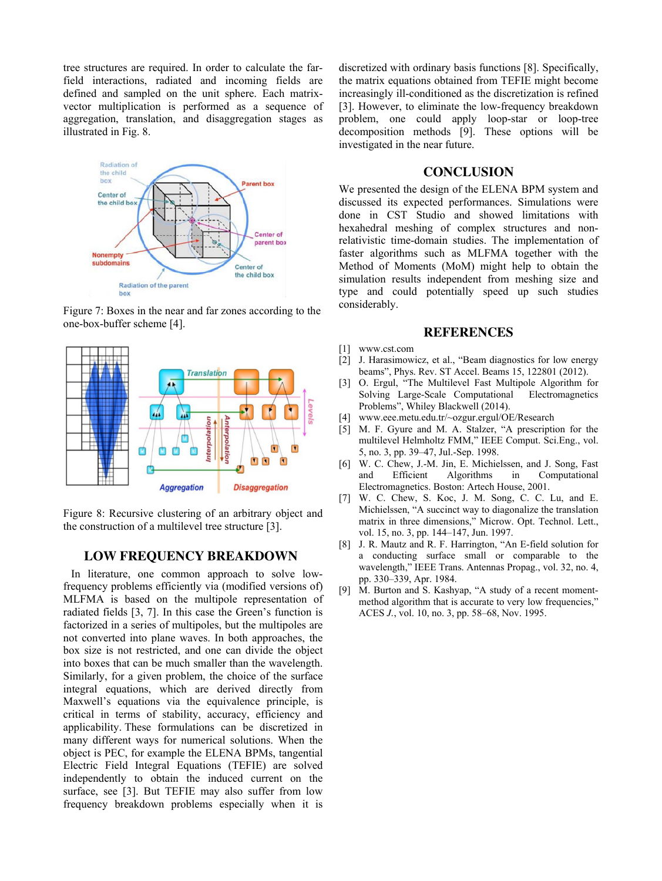tree structures are required. In order to calculate the far-field interactions, radiated and incoming fields are defined and sampled on the unit sphere. Each matrix-vector multiplication is performed as a sequence of aggregation, translation, and disaggregation stages as illustrated in Fig. 8.

Radiation of the child box

Center of the child box

Parent box

Center of parent box

Nonempty subdomains

Center of the child box

Radiation of the parent box

Figure 7: Boxes in the near and far zones according to the one-box-buffer scheme [4].

Translation

Levels

Interpolation

Anterpolation

Aggregation

Disaggregation

Figure 8: Recursive clustering of an arbitrary object and the construction of a multilevel tree structure [3].

## LOW FREQUENCY BREAKDOWN

In literature, one common approach to solve low-frequency problems efficiently via (modified versions of) MLFMA is based on the multipole representation of radiated fields [3, 7]. In this case the Green's function is factorized in a series of multipoles, but the multipoles are not converted into plane waves. In both approaches, the box size is not restricted, and one can divide the object into boxes that can be much smaller than the wavelength. Similarly, for a given problem, the choice of the surface integral equations, which are derived directly from Maxwell's equations via the equivalence principle, is critical in terms of stability, accuracy, efficiency and applicability. These formulations can be discretized in many different ways for numerical solutions. When the object is PEC, for example the ELENA BPMs, tangential Electric Field Integral Equations (TEFIE) are solved independently to obtain the induced current on the surface, see [3]. But TEFIE may also suffer from low frequency breakdown problems especially when it is discretized with ordinary basis functions [8]. Specifically, the matrix equations obtained from TEFIE might become increasingly ill-conditioned as the discretization is refined [3]. However, to eliminate the low-frequency breakdown problem, one could apply loop-star or loop-tree decomposition methods [9]. These options will be investigated in the near future.

## CONCLUSION

We presented the design of the ELENA BPM system and discussed its expected performances. Simulations were done in CST Studio and showed limitations with hexahedral meshing of complex structures and non-relativistic time-domain studies. The implementation of faster algorithms such as MLFMA together with the Method of Moments (MoM) might help to obtain the simulation results independent from meshing size and type and could potentially speed up such studies considerably.

## REFERENCES

[1] www.cst.com

[2] J. Harasimowicz, et al., "Beam diagnostics for low energy beams", Phys. Rev. ST Accel. Beams 15, 122801 (2012).

[3] O. Ergul, "The Multilevel Fast Multipole Algorithm for Solving Large-Scale Computational Electromagnetics Problems", Whiley Blackwell (2014).

[4] www.eee.metu.edu.tr/~ozgur.ergul/OE/Research

[5] M. F. Gyure and M. A. Stalzer, "A prescription for the multilevel Helmholtz FMM," IEEE Comput. Sci.Eng., vol. 5, no. 3, pp. 39–47, Jul.-Sep. 1998.

[6] W. C. Chew, J.-M. Jin, E. Michielssen, and J. Song, Fast and Efficient Algorithms in Computational Electromagnetics. Boston: Artech House, 2001.

[7] W. C. Chew, S. Koc, J. M. Song, C. C. Lu, and E. Michielssen, "A succinct way to diagonalize the translation matrix in three dimensions," Microw. Opt. Technol. Lett., vol. 15, no. 3, pp. 144–147, Jun. 1997.

[8] J. R. Mautz and R. F. Harrington, "An E-field solution for a conducting surface small or comparable to the wavelength," IEEE Trans. Antennas Propag., vol. 32, no. 4, pp. 330–339, Apr. 1984.

[9] M. Burton and S. Kashyap, "A study of a recent moment-method algorithm that is accurate to very low frequencies," ACES J., vol. 10, no. 3, pp. 58–68, Nov. 1995.